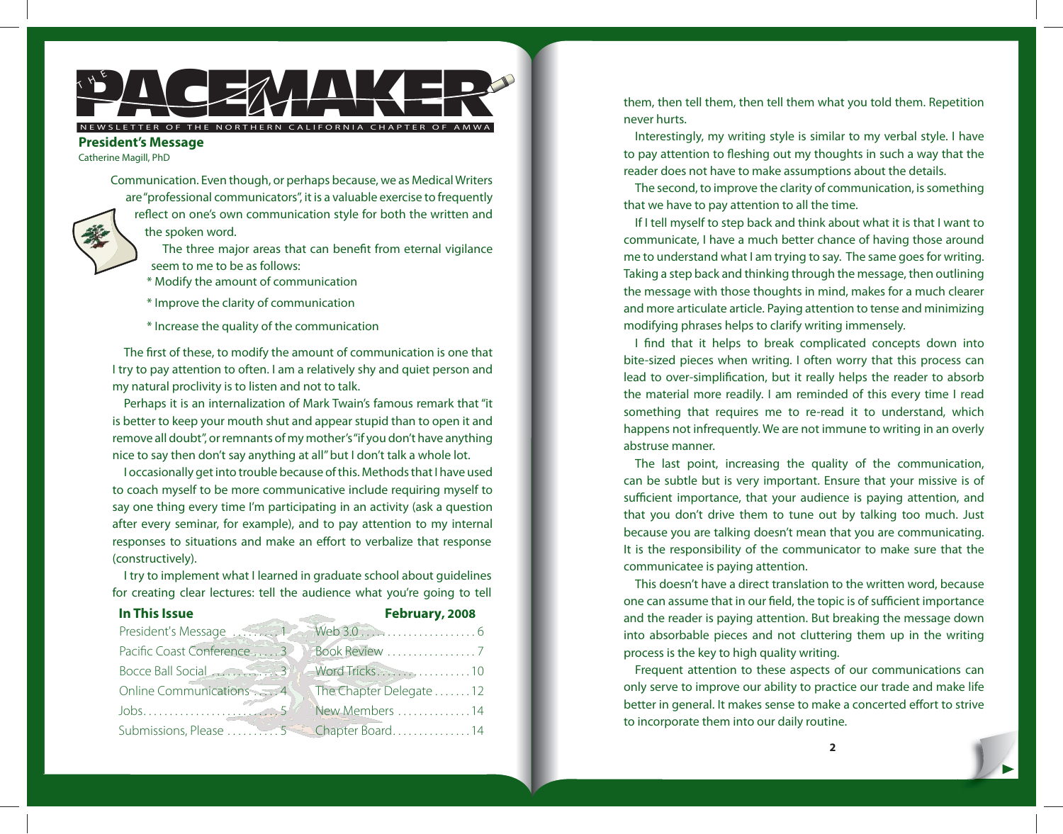# THE PACEMAKER

NEWSLETTER OF THE NORTHERN CALIFORNIA CHAPTER OF AMWA

## President's Message

Catherine Magill, PhD

Communication. Even though, or perhaps because, we as Medical Writers are "professional communicators", it is a valuable exercise to frequently reflect on one's own communication style for both the written and the spoken word.

The three major areas that can benefit from eternal vigilance seem to me to be as follows:

* Modify the amount of communication
* Improve the clarity of communication
* Increase the quality of the communication

The first of these, to modify the amount of communication is one that I try to pay attention to often. I am a relatively shy and quiet person and my natural proclivity is to listen and not to talk.

Perhaps it is an internalization of Mark Twain's famous remark that "it is better to keep your mouth shut and appear stupid than to open it and remove all doubt", or remnants of my mother's "if you don't have anything nice to say then don't say anything at all" but I don't talk a whole lot.

I occasionally get into trouble because of this. Methods that I have used to coach myself to be more communicative include requiring myself to say one thing every time I'm participating in an activity (ask a question after every seminar, for example), and to pay attention to my internal responses to situations and make an effort to verbalize that response (constructively).

I try to implement what I learned in graduate school about guidelines for creating clear lectures: tell the audience what you're going to tell them, then tell them, then tell them what you told them. Repetition never hurts.

Interestingly, my writing style is similar to my verbal style. I have to pay attention to fleshing out my thoughts in such a way that the reader does not have to make assumptions about the details.

The second, to improve the clarity of communication, is something that we have to pay attention to all the time.

If I tell myself to step back and think about what it is that I want to communicate, I have a much better chance of having those around me to understand what I am trying to say. The same goes for writing. Taking a step back and thinking through the message, then outlining the message with those thoughts in mind, makes for a much clearer and more articulate article. Paying attention to tense and minimizing modifying phrases helps to clarify writing immensely.

I find that it helps to break complicated concepts down into bite-sized pieces when writing. I often worry that this process can lead to over-simplification, but it really helps the reader to absorb the material more readily. I am reminded of this every time I read something that requires me to re-read it to understand, which happens not infrequently. We are not immune to writing in an overly abstruse manner.

The last point, increasing the quality of the communication, can be subtle but is very important. Ensure that your missive is of sufficient importance, that your audience is paying attention, and that you don't drive them to tune out by talking too much. Just because you are talking doesn't mean that you are communicating. It is the responsibility of the communicator to make sure that the communicatee is paying attention.

This doesn't have a direct translation to the written word, because one can assume that in our field, the topic is of sufficient importance and the reader is paying attention. But breaking the message down into absorbable pieces and not cluttering them up in the writing process is the key to high quality writing.

Frequent attention to these aspects of our communications can only serve to improve our ability to practice our trade and make life better in general. It makes sense to make a concerted effort to strive to incorporate them into our daily routine.

### In This Issue

**February, 2008**

| | | | |
|---|---|---|---|
| President's Message | 1 | Web 3.0 | 6 |
| Pacific Coast Conference | 3 | Book Review | 7 |
| Bocce Ball Social | 3 | Word Tricks | 10 |
| Online Communications | 4 | The Chapter Delegate | 12 |
| Jobs | 5 | New Members | 14 |
| Submissions, Please | 5 | Chapter Board | 14 |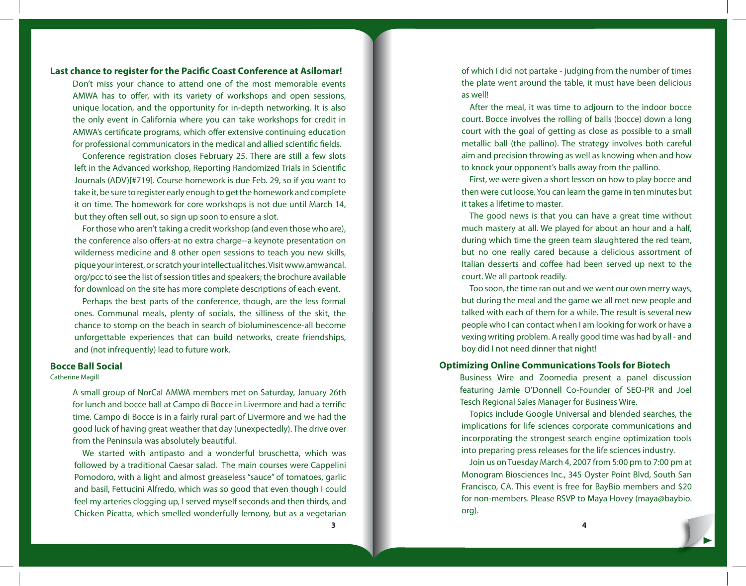## Last chance to register for the Pacific Coast Conference at Asilomar!

Don't miss your chance to attend one of the most memorable events AMWA has to offer, with its variety of workshops and open sessions, unique location, and the opportunity for in-depth networking. It is also the only event in California where you can take workshops for credit in AMWA's certificate programs, which offer extensive continuing education for professional communicators in the medical and allied scientific fields.

Conference registration closes February 25. There are still a few slots left in the Advanced workshop, Reporting Randomized Trials in Scientific Journals (ADV)[#719]. Course homework is due Feb. 29, so if you want to take it, be sure to register early enough to get the homework and complete it on time. The homework for core workshops is not due until March 14, but they often sell out, so sign up soon to ensure a slot.

For those who aren't taking a credit workshop (and even those who are), the conference also offers-at no extra charge--a keynote presentation on wilderness medicine and 8 other open sessions to teach you new skills, pique your interest, or scratch your intellectual itches. Visit www.amwancal.org/pcc to see the list of session titles and speakers; the brochure available for download on the site has more complete descriptions of each event.

Perhaps the best parts of the conference, though, are the less formal ones. Communal meals, plenty of socials, the silliness of the skit, the chance to stomp on the beach in search of bioluminescence-all become unforgettable experiences that can build networks, create friendships, and (not infrequently) lead to future work.

## Bocce Ball Social

Catherine Magill

A small group of NorCal AMWA members met on Saturday, January 26th for lunch and bocce ball at Campo di Bocce in Livermore and had a terrific time. Campo di Bocce is in a fairly rural part of Livermore and we had the good luck of having great weather that day (unexpectedly). The drive over from the Peninsula was absolutely beautiful.

We started with antipasto and a wonderful bruschetta, which was followed by a traditional Caesar salad. The main courses were Cappelini Pomodoro, with a light and almost greaseless "sauce" of tomatoes, garlic and basil, Fettucini Alfredo, which was so good that even though I could feel my arteries clogging up, I served myself seconds and then thirds, and Chicken Picatta, which smelled wonderfully lemony, but as a vegetarian of which I did not partake - judging from the number of times the plate went around the table, it must have been delicious as well!

After the meal, it was time to adjourn to the indoor bocce court. Bocce involves the rolling of balls (bocce) down a long court with the goal of getting as close as possible to a small metallic ball (the pallino). The strategy involves both careful aim and precision throwing as well as knowing when and how to knock your opponent's balls away from the pallino.

First, we were given a short lesson on how to play bocce and then were cut loose. You can learn the game in ten minutes but it takes a lifetime to master.

The good news is that you can have a great time without much mastery at all. We played for about an hour and a half, during which time the green team slaughtered the red team, but no one really cared because a delicious assortment of Italian desserts and coffee had been served up next to the court. We all partook readily.

Too soon, the time ran out and we went our own merry ways, but during the meal and the game we all met new people and talked with each of them for a while. The result is several new people who I can contact when I am looking for work or have a vexing writing problem. A really good time was had by all - and boy did I not need dinner that night!

## Optimizing Online Communications Tools for Biotech

Business Wire and Zoomedia present a panel discussion featuring Jamie O'Donnell Co-Founder of SEO-PR and Joel Tesch Regional Sales Manager for Business Wire.

Topics include Google Universal and blended searches, the implications for life sciences corporate communications and incorporating the strongest search engine optimization tools into preparing press releases for the life sciences industry.

Join us on Tuesday March 4, 2007 from 5:00 pm to 7:00 pm at Monogram Biosciences Inc., 345 Oyster Point Blvd, South San Francisco, CA. This event is free for BayBio members and $20 for non-members. Please RSVP to Maya Hovey (maya@baybio.org).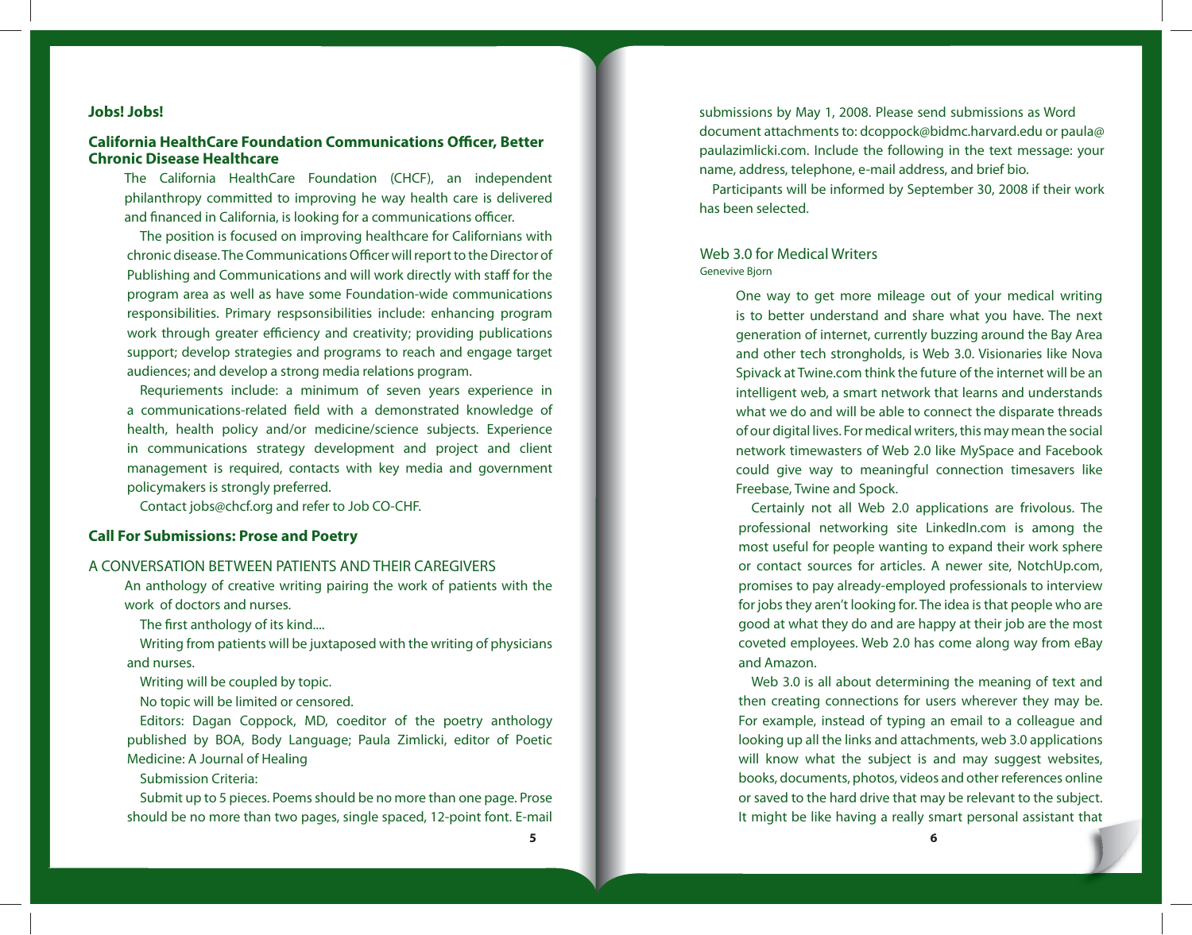## Jobs! Jobs!

### California HealthCare Foundation Communications Officer, Better Chronic Disease Healthcare

The California HealthCare Foundation (CHCF), an independent philanthropy committed to improving he way health care is delivered and financed in California, is looking for a communications officer.

The position is focused on improving healthcare for Californians with chronic disease. The Communications Officer will report to the Director of Publishing and Communications and will work directly with staff for the program area as well as have some Foundation-wide communications responsibilities. Primary respsonsibilities include: enhancing program work through greater efficiency and creativity; providing publications support; develop strategies and programs to reach and engage target audiences; and develop a strong media relations program.

Requriements include: a minimum of seven years experience in a communications-related field with a demonstrated knowledge of health, health policy and/or medicine/science subjects. Experience in communications strategy development and project and client management is required, contacts with key media and government policymakers is strongly preferred.

Contact jobs@chcf.org and refer to Job CO-CHF.

## Call For Submissions: Prose and Poetry

### A CONVERSATION BETWEEN PATIENTS AND THEIR CAREGIVERS

An anthology of creative writing pairing the work of patients with the work of doctors and nurses.

The first anthology of its kind....

Writing from patients will be juxtaposed with the writing of physicians and nurses.

Writing will be coupled by topic.

No topic will be limited or censored.

Editors: Dagan Coppock, MD, coeditor of the poetry anthology published by BOA, Body Language; Paula Zimlicki, editor of Poetic Medicine: A Journal of Healing

Submission Criteria:

Submit up to 5 pieces. Poems should be no more than one page. Prose should be no more than two pages, single spaced, 12-point font. E-mail submissions by May 1, 2008. Please send submissions as Word document attachments to: dcoppock@bidmc.harvard.edu or paula@paulazimlicki.com. Include the following in the text message: your name, address, telephone, e-mail address, and brief bio.

Participants will be informed by September 30, 2008 if their work has been selected.

## Web 3.0 for Medical Writers

Genevive Bjorn

One way to get more mileage out of your medical writing is to better understand and share what you have. The next generation of internet, currently buzzing around the Bay Area and other tech strongholds, is Web 3.0. Visionaries like Nova Spivack at Twine.com think the future of the internet will be an intelligent web, a smart network that learns and understands what we do and will be able to connect the disparate threads of our digital lives. For medical writers, this may mean the social network timewasters of Web 2.0 like MySpace and Facebook could give way to meaningful connection timesavers like Freebase, Twine and Spock.

Certainly not all Web 2.0 applications are frivolous. The professional networking site LinkedIn.com is among the most useful for people wanting to expand their work sphere or contact sources for articles. A newer site, NotchUp.com, promises to pay already-employed professionals to interview for jobs they aren't looking for. The idea is that people who are good at what they do and are happy at their job are the most coveted employees. Web 2.0 has come along way from eBay and Amazon.

Web 3.0 is all about determining the meaning of text and then creating connections for users wherever they may be. For example, instead of typing an email to a colleague and looking up all the links and attachments, web 3.0 applications will know what the subject is and may suggest websites, books, documents, photos, videos and other references online or saved to the hard drive that may be relevant to the subject. It might be like having a really smart personal assistant that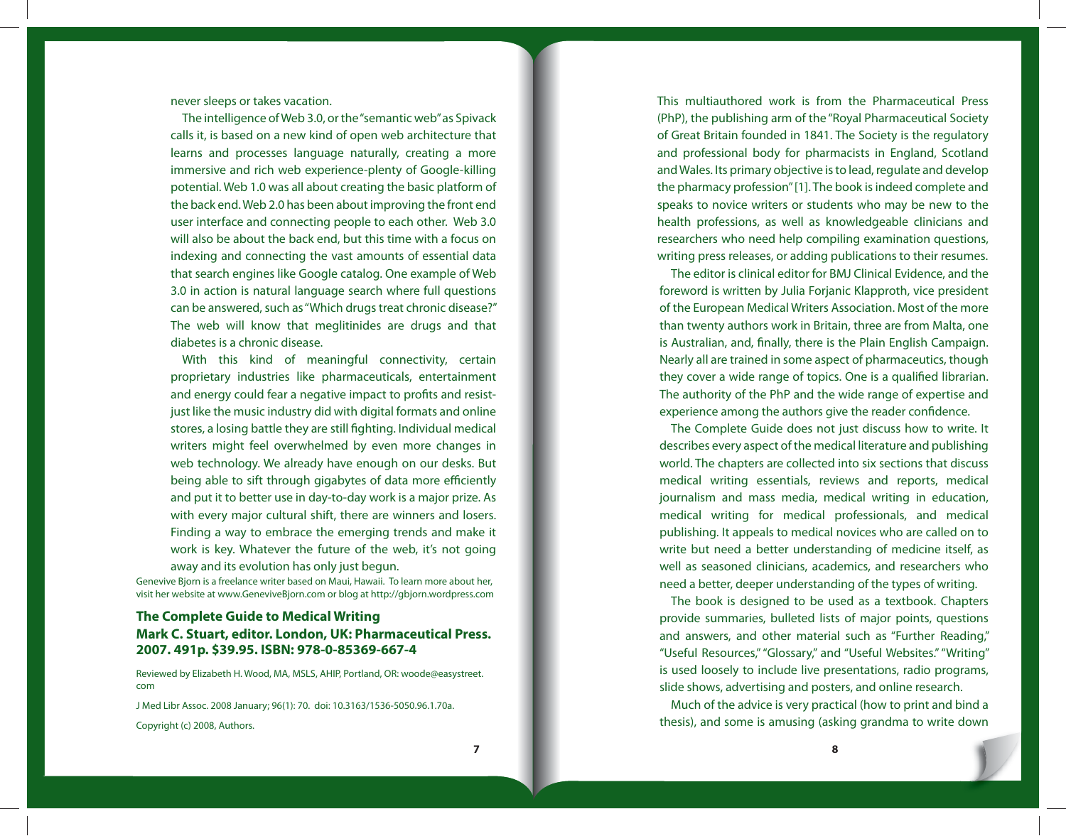never sleeps or takes vacation.

The intelligence of Web 3.0, or the "semantic web" as Spivack calls it, is based on a new kind of open web architecture that learns and processes language naturally, creating a more immersive and rich web experience-plenty of Google-killing potential. Web 1.0 was all about creating the basic platform of the back end. Web 2.0 has been about improving the front end user interface and connecting people to each other. Web 3.0 will also be about the back end, but this time with a focus on indexing and connecting the vast amounts of essential data that search engines like Google catalog. One example of Web 3.0 in action is natural language search where full questions can be answered, such as "Which drugs treat chronic disease?" The web will know that meglitinides are drugs and that diabetes is a chronic disease.

With this kind of meaningful connectivity, certain proprietary industries like pharmaceuticals, entertainment and energy could fear a negative impact to profits and resist-just like the music industry did with digital formats and online stores, a losing battle they are still fighting. Individual medical writers might feel overwhelmed by even more changes in web technology. We already have enough on our desks. But being able to sift through gigabytes of data more efficiently and put it to better use in day-to-day work is a major prize. As with every major cultural shift, there are winners and losers. Finding a way to embrace the emerging trends and make it work is key. Whatever the future of the web, it's not going away and its evolution has only just begun.

Genevive Bjorn is a freelance writer based on Maui, Hawaii. To learn more about her, visit her website at www.GeneviveBjorn.com or blog at http://gbjorn.wordpress.com

## The Complete Guide to Medical Writing
## Mark C. Stuart, editor. London, UK: Pharmaceutical Press. 2007. 491p. $39.95. ISBN: 978-0-85369-667-4

Reviewed by Elizabeth H. Wood, MA, MSLS, AHIP, Portland, OR: woode@easystreet.com

J Med Libr Assoc. 2008 January; 96(1): 70. doi: 10.3163/1536-5050.96.1.70a.

Copyright (c) 2008, Authors.

This multiauthored work is from the Pharmaceutical Press (PhP), the publishing arm of the "Royal Pharmaceutical Society of Great Britain founded in 1841. The Society is the regulatory and professional body for pharmacists in England, Scotland and Wales. Its primary objective is to lead, regulate and develop the pharmacy profession" [1]. The book is indeed complete and speaks to novice writers or students who may be new to the health professions, as well as knowledgeable clinicians and researchers who need help compiling examination questions, writing press releases, or adding publications to their resumes.

The editor is clinical editor for BMJ Clinical Evidence, and the foreword is written by Julia Forjanic Klapproth, vice president of the European Medical Writers Association. Most of the more than twenty authors work in Britain, three are from Malta, one is Australian, and, finally, there is the Plain English Campaign. Nearly all are trained in some aspect of pharmaceutics, though they cover a wide range of topics. One is a qualified librarian. The authority of the PhP and the wide range of expertise and experience among the authors give the reader confidence.

The Complete Guide does not just discuss how to write. It describes every aspect of the medical literature and publishing world. The chapters are collected into six sections that discuss medical writing essentials, reviews and reports, medical journalism and mass media, medical writing in education, medical writing for medical professionals, and medical publishing. It appeals to medical novices who are called on to write but need a better understanding of medicine itself, as well as seasoned clinicians, academics, and researchers who need a better, deeper understanding of the types of writing.

The book is designed to be used as a textbook. Chapters provide summaries, bulleted lists of major points, questions and answers, and other material such as "Further Reading," "Useful Resources," "Glossary," and "Useful Websites." "Writing" is used loosely to include live presentations, radio programs, slide shows, advertising and posters, and online research.

Much of the advice is very practical (how to print and bind a thesis), and some is amusing (asking grandma to write down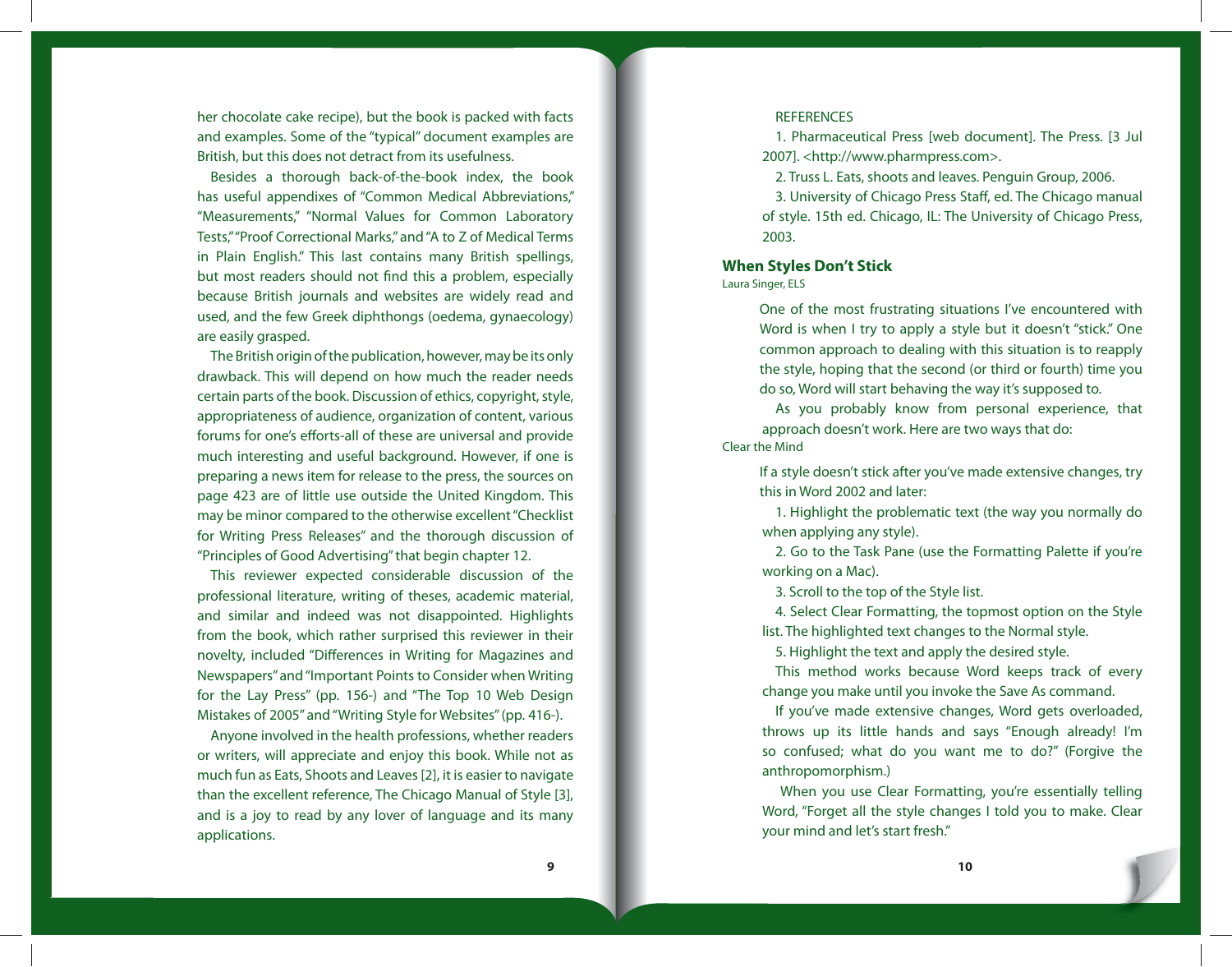her chocolate cake recipe), but the book is packed with facts and examples. Some of the "typical" document examples are British, but this does not detract from its usefulness.

Besides a thorough back-of-the-book index, the book has useful appendixes of "Common Medical Abbreviations," "Measurements," "Normal Values for Common Laboratory Tests," "Proof Correctional Marks," and "A to Z of Medical Terms in Plain English." This last contains many British spellings, but most readers should not find this a problem, especially because British journals and websites are widely read and used, and the few Greek diphthongs (oedema, gynaecology) are easily grasped.

The British origin of the publication, however, may be its only drawback. This will depend on how much the reader needs certain parts of the book. Discussion of ethics, copyright, style, appropriateness of audience, organization of content, various forums for one's efforts-all of these are universal and provide much interesting and useful background. However, if one is preparing a news item for release to the press, the sources on page 423 are of little use outside the United Kingdom. This may be minor compared to the otherwise excellent "Checklist for Writing Press Releases" and the thorough discussion of "Principles of Good Advertising" that begin chapter 12.

This reviewer expected considerable discussion of the professional literature, writing of theses, academic material, and similar and indeed was not disappointed. Highlights from the book, which rather surprised this reviewer in their novelty, included "Differences in Writing for Magazines and Newspapers" and "Important Points to Consider when Writing for the Lay Press" (pp. 156-) and "The Top 10 Web Design Mistakes of 2005" and "Writing Style for Websites" (pp. 416-).

Anyone involved in the health professions, whether readers or writers, will appreciate and enjoy this book. While not as much fun as Eats, Shoots and Leaves [2], it is easier to navigate than the excellent reference, The Chicago Manual of Style [3], and is a joy to read by any lover of language and its many applications.

REFERENCES

1. Pharmaceutical Press [web document]. The Press. [3 Jul 2007]. <http://www.pharmpress.com>.

2. Truss L. Eats, shoots and leaves. Penguin Group, 2006.

3. University of Chicago Press Staff, ed. The Chicago manual of style. 15th ed. Chicago, IL: The University of Chicago Press, 2003.

## When Styles Don't Stick

Laura Singer, ELS

One of the most frustrating situations I've encountered with Word is when I try to apply a style but it doesn't "stick." One common approach to dealing with this situation is to reapply the style, hoping that the second (or third or fourth) time you do so, Word will start behaving the way it's supposed to.

As you probably know from personal experience, that approach doesn't work. Here are two ways that do:

### Clear the Mind

If a style doesn't stick after you've made extensive changes, try this in Word 2002 and later:

1. Highlight the problematic text (the way you normally do when applying any style).
2. Go to the Task Pane (use the Formatting Palette if you're working on a Mac).
3. Scroll to the top of the Style list.
4. Select Clear Formatting, the topmost option on the Style list. The highlighted text changes to the Normal style.
5. Highlight the text and apply the desired style.

This method works because Word keeps track of every change you make until you invoke the Save As command.

If you've made extensive changes, Word gets overloaded, throws up its little hands and says "Enough already! I'm so confused; what do you want me to do?" (Forgive the anthropomorphism.)

When you use Clear Formatting, you're essentially telling Word, "Forget all the style changes I told you to make. Clear your mind and let's start fresh."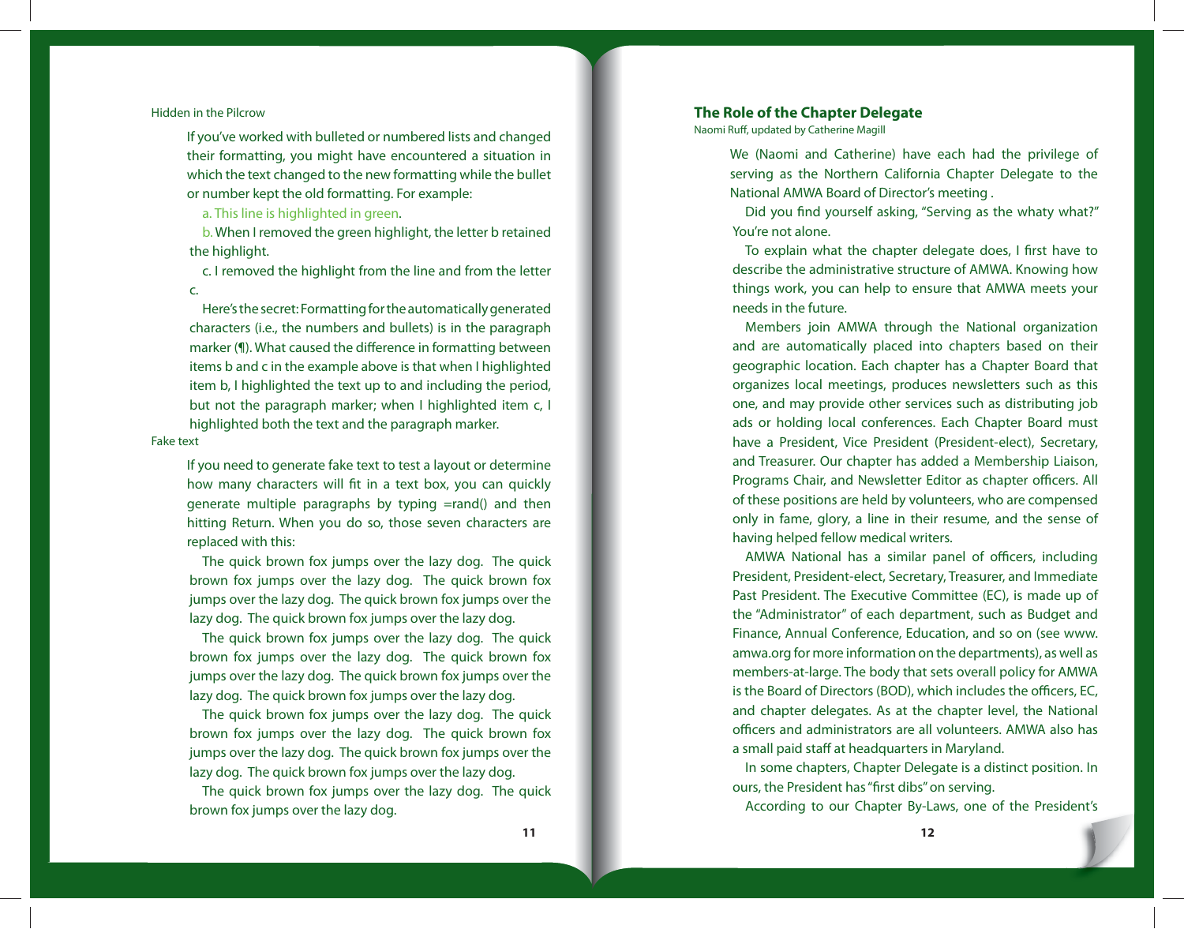### Hidden in the Pilcrow

If you've worked with bulleted or numbered lists and changed their formatting, you might have encountered a situation in which the text changed to the new formatting while the bullet or number kept the old formatting. For example:

a. This line is highlighted in green.

b. When I removed the green highlight, the letter b retained the highlight.

c. I removed the highlight from the line and from the letter c.

Here's the secret: Formatting for the automatically generated characters (i.e., the numbers and bullets) is in the paragraph marker (¶). What caused the difference in formatting between items b and c in the example above is that when I highlighted item b, I highlighted the text up to and including the period, but not the paragraph marker; when I highlighted item c, I highlighted both the text and the paragraph marker.

### Fake text

If you need to generate fake text to test a layout or determine how many characters will fit in a text box, you can quickly generate multiple paragraphs by typing =rand() and then hitting Return. When you do so, those seven characters are replaced with this:

The quick brown fox jumps over the lazy dog. The quick brown fox jumps over the lazy dog. The quick brown fox jumps over the lazy dog. The quick brown fox jumps over the lazy dog. The quick brown fox jumps over the lazy dog.

The quick brown fox jumps over the lazy dog. The quick brown fox jumps over the lazy dog. The quick brown fox jumps over the lazy dog. The quick brown fox jumps over the lazy dog. The quick brown fox jumps over the lazy dog.

The quick brown fox jumps over the lazy dog. The quick brown fox jumps over the lazy dog. The quick brown fox jumps over the lazy dog. The quick brown fox jumps over the lazy dog. The quick brown fox jumps over the lazy dog.

The quick brown fox jumps over the lazy dog. The quick brown fox jumps over the lazy dog.

## The Role of the Chapter Delegate

Naomi Ruff, updated by Catherine Magill

We (Naomi and Catherine) have each had the privilege of serving as the Northern California Chapter Delegate to the National AMWA Board of Director's meeting .

Did you find yourself asking, "Serving as the whaty what?" You're not alone.

To explain what the chapter delegate does, I first have to describe the administrative structure of AMWA. Knowing how things work, you can help to ensure that AMWA meets your needs in the future.

Members join AMWA through the National organization and are automatically placed into chapters based on their geographic location. Each chapter has a Chapter Board that organizes local meetings, produces newsletters such as this one, and may provide other services such as distributing job ads or holding local conferences. Each Chapter Board must have a President, Vice President (President-elect), Secretary, and Treasurer. Our chapter has added a Membership Liaison, Programs Chair, and Newsletter Editor as chapter officers. All of these positions are held by volunteers, who are compensed only in fame, glory, a line in their resume, and the sense of having helped fellow medical writers.

AMWA National has a similar panel of officers, including President, President-elect, Secretary, Treasurer, and Immediate Past President. The Executive Committee (EC), is made up of the "Administrator" of each department, such as Budget and Finance, Annual Conference, Education, and so on (see www.amwa.org for more information on the departments), as well as members-at-large. The body that sets overall policy for AMWA is the Board of Directors (BOD), which includes the officers, EC, and chapter delegates. As at the chapter level, the National officers and administrators are all volunteers. AMWA also has a small paid staff at headquarters in Maryland.

In some chapters, Chapter Delegate is a distinct position. In ours, the President has "first dibs" on serving.

According to our Chapter By-Laws, one of the President's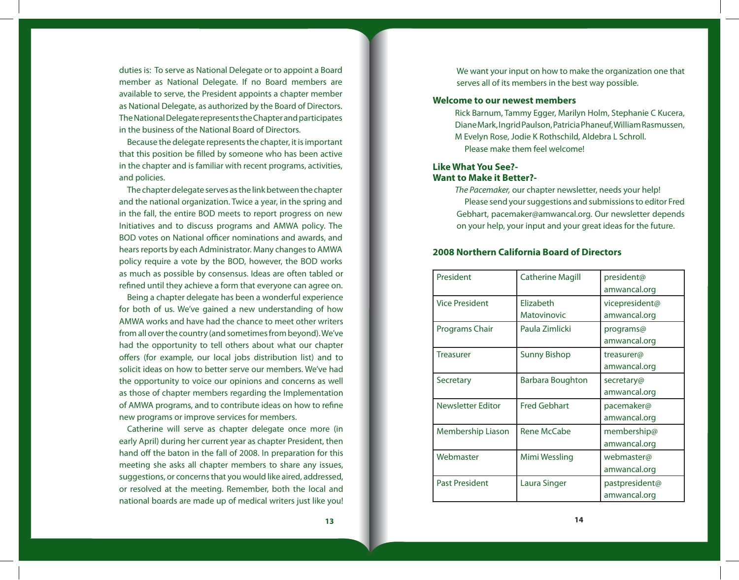duties is: To serve as National Delegate or to appoint a Board member as National Delegate. If no Board members are available to serve, the President appoints a chapter member as National Delegate, as authorized by the Board of Directors. The National Delegate represents the Chapter and participates in the business of the National Board of Directors.

Because the delegate represents the chapter, it is important that this position be filled by someone who has been active in the chapter and is familiar with recent programs, activities, and policies.

The chapter delegate serves as the link between the chapter and the national organization. Twice a year, in the spring and in the fall, the entire BOD meets to report progress on new Initiatives and to discuss programs and AMWA policy. The BOD votes on National officer nominations and awards, and hears reports by each Administrator. Many changes to AMWA policy require a vote by the BOD, however, the BOD works as much as possible by consensus. Ideas are often tabled or refined until they achieve a form that everyone can agree on.

Being a chapter delegate has been a wonderful experience for both of us. We've gained a new understanding of how AMWA works and have had the chance to meet other writers from all over the country (and sometimes from beyond). We've had the opportunity to tell others about what our chapter offers (for example, our local jobs distribution list) and to solicit ideas on how to better serve our members. We've had the opportunity to voice our opinions and concerns as well as those of chapter members regarding the Implementation of AMWA programs, and to contribute ideas on how to refine new programs or improve services for members.

Catherine will serve as chapter delegate once more (in early April) during her current year as chapter President, then hand off the baton in the fall of 2008. In preparation for this meeting she asks all chapter members to share any issues, suggestions, or concerns that you would like aired, addressed, or resolved at the meeting. Remember, both the local and national boards are made up of medical writers just like you!

We want your input on how to make the organization one that serves all of its members in the best way possible.

## Welcome to our newest members

Rick Barnum, Tammy Egger, Marilyn Holm, Stephanie C Kucera, Diane Mark, Ingrid Paulson, Patricia Phaneuf, William Rasmussen, M Evelyn Rose, Jodie K Rothschild, Aldebra L Schroll.

Please make them feel welcome!

## Like What You See?- Want to Make it Better?-

*The Pacemaker,* our chapter newsletter, needs your help!

Please send your suggestions and submissions to editor Fred Gebhart, pacemaker@amwancal.org. Our newsletter depends on your help, your input and your great ideas for the future.

## 2008 Northern California Board of Directors

| | | |
|---|---|---|
| President | Catherine Magill | president@amwancal.org |
| Vice President | Elizabeth Matovinovic | vicepresident@amwancal.org |
| Programs Chair | Paula Zimlicki | programs@amwancal.org |
| Treasurer | Sunny Bishop | treasurer@amwancal.org |
| Secretary | Barbara Boughton | secretary@amwancal.org |
| Newsletter Editor | Fred Gebhart | pacemaker@amwancal.org |
| Membership Liason | Rene McCabe | membership@amwancal.org |
| Webmaster | Mimi Wessling | webmaster@amwancal.org |
| Past President | Laura Singer | pastpresident@amwancal.org |